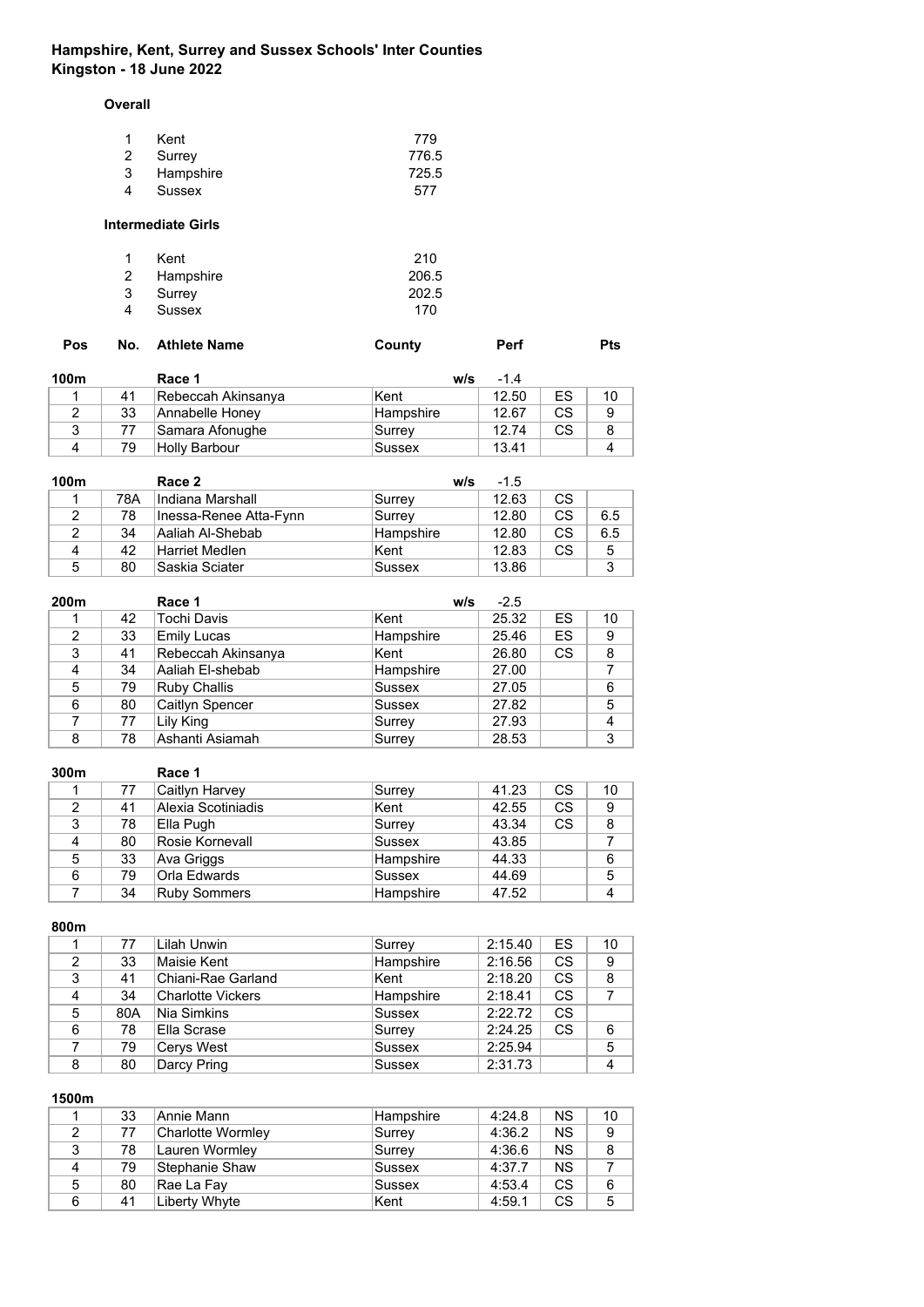# Hampshire, Kent, Surrey and Sussex Schools' Inter Counties
## Kingston - 18 June 2022

### Overall

| | | |
|---|---|---|
| 1 | Kent | 779 |
| 2 | Surrey | 776.5 |
| 3 | Hampshire | 725.5 |
| 4 | Sussex | 577 |

### Intermediate Girls

| | | |
|---|---|---|
| 1 | Kent | 210 |
| 2 | Hampshire | 206.5 |
| 3 | Surrey | 202.5 |
| 4 | Sussex | 170 |

**100m** Race 1 — w/s -1.4

| Pos | No. | Athlete Name | County | Perf | | Pts |
|---|---|---|---|---|---|---|
| 1 | 41 | Rebeccah Akinsanya | Kent | 12.50 | ES | 10 |
| 2 | 33 | Annabelle Honey | Hampshire | 12.67 | CS | 9 |
| 3 | 77 | Samara Afonughe | Surrey | 12.74 | CS | 8 |
| 4 | 79 | Holly Barbour | Sussex | 13.41 | | 4 |

**100m** Race 2 — w/s -1.5

| Pos | No. | Athlete Name | County | Perf | | Pts |
|---|---|---|---|---|---|---|
| 1 | 78A | Indiana Marshall | Surrey | 12.63 | CS | |
| 2 | 78 | Inessa-Renee Atta-Fynn | Surrey | 12.80 | CS | 6.5 |
| 2 | 34 | Aaliah Al-Shebab | Hampshire | 12.80 | CS | 6.5 |
| 4 | 42 | Harriet Medlen | Kent | 12.83 | CS | 5 |
| 5 | 80 | Saskia Sciater | Sussex | 13.86 | | 3 |

**200m** Race 1 — w/s -2.5

| Pos | No. | Athlete Name | County | Perf | | Pts |
|---|---|---|---|---|---|---|
| 1 | 42 | Tochi Davis | Kent | 25.32 | ES | 10 |
| 2 | 33 | Emily Lucas | Hampshire | 25.46 | ES | 9 |
| 3 | 41 | Rebeccah Akinsanya | Kent | 26.80 | CS | 8 |
| 4 | 34 | Aaliah El-shebab | Hampshire | 27.00 | | 7 |
| 5 | 79 | Ruby Challis | Sussex | 27.05 | | 6 |
| 6 | 80 | Caitlyn Spencer | Sussex | 27.82 | | 5 |
| 7 | 77 | Lily King | Surrey | 27.93 | | 4 |
| 8 | 78 | Ashanti Asiamah | Surrey | 28.53 | | 3 |

**300m** Race 1

| Pos | No. | Athlete Name | County | Perf | | Pts |
|---|---|---|---|---|---|---|
| 1 | 77 | Caitlyn Harvey | Surrey | 41.23 | CS | 10 |
| 2 | 41 | Alexia Scotiniadis | Kent | 42.55 | CS | 9 |
| 3 | 78 | Ella Pugh | Surrey | 43.34 | CS | 8 |
| 4 | 80 | Rosie Kornevall | Sussex | 43.85 | | 7 |
| 5 | 33 | Ava Griggs | Hampshire | 44.33 | | 6 |
| 6 | 79 | Orla Edwards | Sussex | 44.69 | | 5 |
| 7 | 34 | Ruby Sommers | Hampshire | 47.52 | | 4 |

**800m**

| Pos | No. | Athlete Name | County | Perf | | Pts |
|---|---|---|---|---|---|---|
| 1 | 77 | Lilah Unwin | Surrey | 2:15.40 | ES | 10 |
| 2 | 33 | Maisie Kent | Hampshire | 2:16.56 | CS | 9 |
| 3 | 41 | Chiani-Rae Garland | Kent | 2:18.20 | CS | 8 |
| 4 | 34 | Charlotte Vickers | Hampshire | 2:18.41 | CS | 7 |
| 5 | 80A | Nia Simkins | Sussex | 2:22.72 | CS | |
| 6 | 78 | Ella Scrase | Surrey | 2:24.25 | CS | 6 |
| 7 | 79 | Cerys West | Sussex | 2:25.94 | | 5 |
| 8 | 80 | Darcy Pring | Sussex | 2:31.73 | | 4 |

**1500m**

| Pos | No. | Athlete Name | County | Perf | | Pts |
|---|---|---|---|---|---|---|
| 1 | 33 | Annie Mann | Hampshire | 4:24.8 | NS | 10 |
| 2 | 77 | Charlotte Wormley | Surrey | 4:36.2 | NS | 9 |
| 3 | 78 | Lauren Wormley | Surrey | 4:36.6 | NS | 8 |
| 4 | 79 | Stephanie Shaw | Sussex | 4:37.7 | NS | 7 |
| 5 | 80 | Rae La Fay | Sussex | 4:53.4 | CS | 6 |
| 6 | 41 | Liberty Whyte | Kent | 4:59.1 | CS | 5 |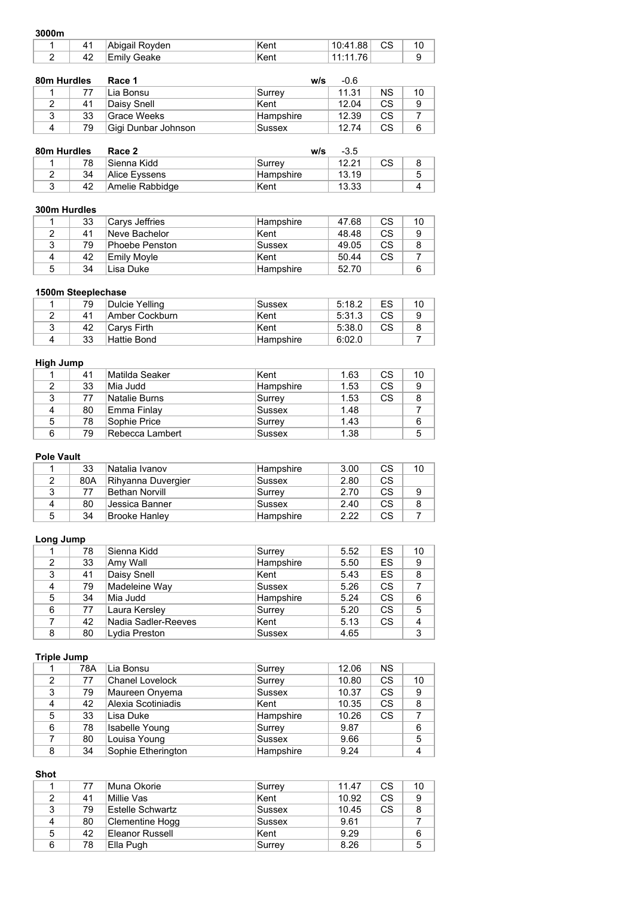**3000m**

| | | | | | | |
|---|---|---|---|---|---|---|
| 1 | 41 | Abigail Royden | Kent | 10:41.88 | CS | 10 |
| 2 | 42 | Emily Geake | Kent | 11:11.76 | | 9 |

**80m Hurdles** **Race 1** **w/s** -0.6

| | | | | | | |
|---|---|---|---|---|---|---|
| 1 | 77 | Lia Bonsu | Surrey | 11.31 | NS | 10 |
| 2 | 41 | Daisy Snell | Kent | 12.04 | CS | 9 |
| 3 | 33 | Grace Weeks | Hampshire | 12.39 | CS | 7 |
| 4 | 79 | Gigi Dunbar Johnson | Sussex | 12.74 | CS | 6 |

**80m Hurdles** **Race 2** **w/s** -3.5

| | | | | | | |
|---|---|---|---|---|---|---|
| 1 | 78 | Sienna Kidd | Surrey | 12.21 | CS | 8 |
| 2 | 34 | Alice Eyssens | Hampshire | 13.19 | | 5 |
| 3 | 42 | Amelie Rabbidge | Kent | 13.33 | | 4 |

**300m Hurdles**

| | | | | | | |
|---|---|---|---|---|---|---|
| 1 | 33 | Carys Jeffries | Hampshire | 47.68 | CS | 10 |
| 2 | 41 | Neve Bachelor | Kent | 48.48 | CS | 9 |
| 3 | 79 | Phoebe Penston | Sussex | 49.05 | CS | 8 |
| 4 | 42 | Emily Moyle | Kent | 50.44 | CS | 7 |
| 5 | 34 | Lisa Duke | Hampshire | 52.70 | | 6 |

**1500m Steeplechase**

| | | | | | | |
|---|---|---|---|---|---|---|
| 1 | 79 | Dulcie Yelling | Sussex | 5:18.2 | ES | 10 |
| 2 | 41 | Amber Cockburn | Kent | 5:31.3 | CS | 9 |
| 3 | 42 | Carys Firth | Kent | 5:38.0 | CS | 8 |
| 4 | 33 | Hattie Bond | Hampshire | 6:02.0 | | 7 |

**High Jump**

| | | | | | | |
|---|---|---|---|---|---|---|
| 1 | 41 | Matilda Seaker | Kent | 1.63 | CS | 10 |
| 2 | 33 | Mia Judd | Hampshire | 1.53 | CS | 9 |
| 3 | 77 | Natalie Burns | Surrey | 1.53 | CS | 8 |
| 4 | 80 | Emma Finlay | Sussex | 1.48 | | 7 |
| 5 | 78 | Sophie Price | Surrey | 1.43 | | 6 |
| 6 | 79 | Rebecca Lambert | Sussex | 1.38 | | 5 |

**Pole Vault**

| | | | | | | |
|---|---|---|---|---|---|---|
| 1 | 33 | Natalia Ivanov | Hampshire | 3.00 | CS | 10 |
| 2 | 80A | Rihyanna Duvergier | Sussex | 2.80 | CS | |
| 3 | 77 | Bethan Norvill | Surrey | 2.70 | CS | 9 |
| 4 | 80 | Jessica Banner | Sussex | 2.40 | CS | 8 |
| 5 | 34 | Brooke Hanley | Hampshire | 2.22 | CS | 7 |

**Long Jump**

| | | | | | | |
|---|---|---|---|---|---|---|
| 1 | 78 | Sienna Kidd | Surrey | 5.52 | ES | 10 |
| 2 | 33 | Amy Wall | Hampshire | 5.50 | ES | 9 |
| 3 | 41 | Daisy Snell | Kent | 5.43 | ES | 8 |
| 4 | 79 | Madeleine Way | Sussex | 5.26 | CS | 7 |
| 5 | 34 | Mia Judd | Hampshire | 5.24 | CS | 6 |
| 6 | 77 | Laura Kersley | Surrey | 5.20 | CS | 5 |
| 7 | 42 | Nadia Sadler-Reeves | Kent | 5.13 | CS | 4 |
| 8 | 80 | Lydia Preston | Sussex | 4.65 | | 3 |

**Triple Jump**

| | | | | | | |
|---|---|---|---|---|---|---|
| 1 | 78A | Lia Bonsu | Surrey | 12.06 | NS | |
| 2 | 77 | Chanel Lovelock | Surrey | 10.80 | CS | 10 |
| 3 | 79 | Maureen Onyema | Sussex | 10.37 | CS | 9 |
| 4 | 42 | Alexia Scotiniadis | Kent | 10.35 | CS | 8 |
| 5 | 33 | Lisa Duke | Hampshire | 10.26 | CS | 7 |
| 6 | 78 | Isabelle Young | Surrey | 9.87 | | 6 |
| 7 | 80 | Louisa Young | Sussex | 9.66 | | 5 |
| 8 | 34 | Sophie Etherington | Hampshire | 9.24 | | 4 |

**Shot**

| | | | | | | |
|---|---|---|---|---|---|---|
| 1 | 77 | Muna Okorie | Surrey | 11.47 | CS | 10 |
| 2 | 41 | Millie Vas | Kent | 10.92 | CS | 9 |
| 3 | 79 | Estelle Schwartz | Sussex | 10.45 | CS | 8 |
| 4 | 80 | Clementine Hogg | Sussex | 9.61 | | 7 |
| 5 | 42 | Eleanor Russell | Kent | 9.29 | | 6 |
| 6 | 78 | Ella Pugh | Surrey | 8.26 | | 5 |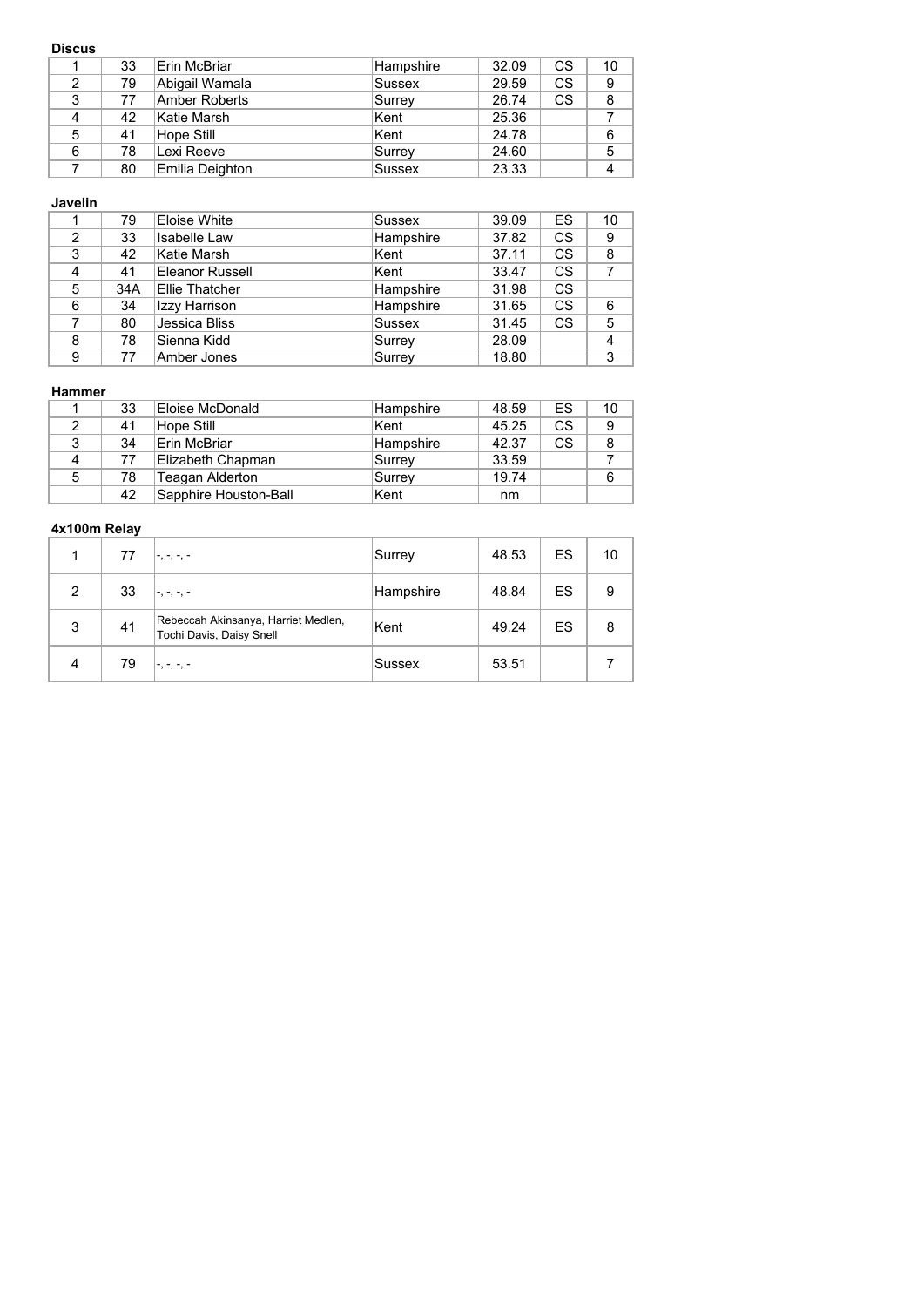**Discus**

| | | | | | | |
|---|---|---|---|---|---|---|
| 1 | 33 | Erin McBriar | Hampshire | 32.09 | CS | 10 |
| 2 | 79 | Abigail Wamala | Sussex | 29.59 | CS | 9 |
| 3 | 77 | Amber Roberts | Surrey | 26.74 | CS | 8 |
| 4 | 42 | Katie Marsh | Kent | 25.36 | | 7 |
| 5 | 41 | Hope Still | Kent | 24.78 | | 6 |
| 6 | 78 | Lexi Reeve | Surrey | 24.60 | | 5 |
| 7 | 80 | Emilia Deighton | Sussex | 23.33 | | 4 |

**Javelin**

| | | | | | | |
|---|---|---|---|---|---|---|
| 1 | 79 | Eloise White | Sussex | 39.09 | ES | 10 |
| 2 | 33 | Isabelle Law | Hampshire | 37.82 | CS | 9 |
| 3 | 42 | Katie Marsh | Kent | 37.11 | CS | 8 |
| 4 | 41 | Eleanor Russell | Kent | 33.47 | CS | 7 |
| 5 | 34A | Ellie Thatcher | Hampshire | 31.98 | CS | |
| 6 | 34 | Izzy Harrison | Hampshire | 31.65 | CS | 6 |
| 7 | 80 | Jessica Bliss | Sussex | 31.45 | CS | 5 |
| 8 | 78 | Sienna Kidd | Surrey | 28.09 | | 4 |
| 9 | 77 | Amber Jones | Surrey | 18.80 | | 3 |

**Hammer**

| | | | | | | |
|---|---|---|---|---|---|---|
| 1 | 33 | Eloise McDonald | Hampshire | 48.59 | ES | 10 |
| 2 | 41 | Hope Still | Kent | 45.25 | CS | 9 |
| 3 | 34 | Erin McBriar | Hampshire | 42.37 | CS | 8 |
| 4 | 77 | Elizabeth Chapman | Surrey | 33.59 | | 7 |
| 5 | 78 | Teagan Alderton | Surrey | 19.74 | | 6 |
| | 42 | Sapphire Houston-Ball | Kent | nm | | |

**4x100m Relay**

| | | | | | | |
|---|---|---|---|---|---|---|
| 1 | 77 | -, -, -, - | Surrey | 48.53 | ES | 10 |
| 2 | 33 | -, -, -, - | Hampshire | 48.84 | ES | 9 |
| 3 | 41 | Rebeccah Akinsanya, Harriet Medlen, Tochi Davis, Daisy Snell | Kent | 49.24 | ES | 8 |
| 4 | 79 | -, -, -, - | Sussex | 53.51 | | 7 |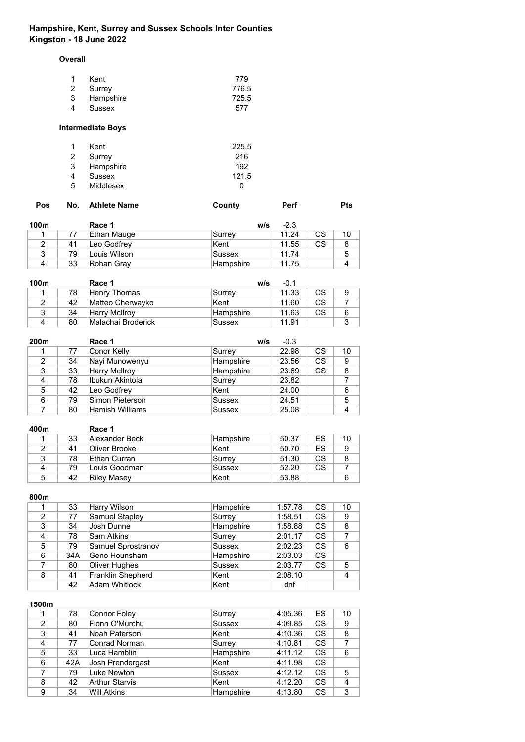## Hampshire, Kent, Surrey and Sussex Schools Inter Counties
## Kingston - 18 June 2022

### Overall

| | | |
|---|---|---|
| 1 | Kent | 779 |
| 2 | Surrey | 776.5 |
| 3 | Hampshire | 725.5 |
| 4 | Sussex | 577 |

### Intermediate Boys

| | | |
|---|---|---|
| 1 | Kent | 225.5 |
| 2 | Surrey | 216 |
| 3 | Hampshire | 192 |
| 4 | Sussex | 121.5 |
| 5 | Middlesex | 0 |

**100m** Race 1 w/s -2.3

| Pos | No. | Athlete Name | County | Perf | | Pts |
|---|---|---|---|---|---|---|
| 1 | 77 | Ethan Mauge | Surrey | 11.24 | CS | 10 |
| 2 | 41 | Leo Godfrey | Kent | 11.55 | CS | 8 |
| 3 | 79 | Louis Wilson | Sussex | 11.74 | | 5 |
| 4 | 33 | Rohan Gray | Hampshire | 11.75 | | 4 |

**100m** Race 1 w/s -0.1

| Pos | No. | Athlete Name | County | Perf | | Pts |
|---|---|---|---|---|---|---|
| 1 | 78 | Henry Thomas | Surrey | 11.33 | CS | 9 |
| 2 | 42 | Matteo Cherwayko | Kent | 11.60 | CS | 7 |
| 3 | 34 | Harry McIlroy | Hampshire | 11.63 | CS | 6 |
| 4 | 80 | Malachai Broderick | Sussex | 11.91 | | 3 |

**200m** Race 1 w/s -0.3

| Pos | No. | Athlete Name | County | Perf | | Pts |
|---|---|---|---|---|---|---|
| 1 | 77 | Conor Kelly | Surrey | 22.98 | CS | 10 |
| 2 | 34 | Nayi Munowenyu | Hampshire | 23.56 | CS | 9 |
| 3 | 33 | Harry McIlroy | Hampshire | 23.69 | CS | 8 |
| 4 | 78 | Ibukun Akintola | Surrey | 23.82 | | 7 |
| 5 | 42 | Leo Godfrey | Kent | 24.00 | | 6 |
| 6 | 79 | Simon Pieterson | Sussex | 24.51 | | 5 |
| 7 | 80 | Hamish Williams | Sussex | 25.08 | | 4 |

**400m** Race 1

| Pos | No. | Athlete Name | County | Perf | | Pts |
|---|---|---|---|---|---|---|
| 1 | 33 | Alexander Beck | Hampshire | 50.37 | ES | 10 |
| 2 | 41 | Oliver Brooke | Kent | 50.70 | ES | 9 |
| 3 | 78 | Ethan Curran | Surrey | 51.30 | CS | 8 |
| 4 | 79 | Louis Goodman | Sussex | 52.20 | CS | 7 |
| 5 | 42 | Riley Masey | Kent | 53.88 | | 6 |

**800m**

| Pos | No. | Athlete Name | County | Perf | | Pts |
|---|---|---|---|---|---|---|
| 1 | 33 | Harry Wilson | Hampshire | 1:57.78 | CS | 10 |
| 2 | 77 | Samuel Stapley | Surrey | 1:58.51 | CS | 9 |
| 3 | 34 | Josh Dunne | Hampshire | 1:58.88 | CS | 8 |
| 4 | 78 | Sam Atkins | Surrey | 2:01.17 | CS | 7 |
| 5 | 79 | Samuel Sprostranov | Sussex | 2:02.23 | CS | 6 |
| 6 | 34A | Geno Hounsham | Hampshire | 2:03.03 | CS | |
| 7 | 80 | Oliver Hughes | Sussex | 2:03.77 | CS | 5 |
| 8 | 41 | Franklin Shepherd | Kent | 2:08.10 | | 4 |
| | 42 | Adam Whitlock | Kent | dnf | | |

**1500m**

| Pos | No. | Athlete Name | County | Perf | | Pts |
|---|---|---|---|---|---|---|
| 1 | 78 | Connor Foley | Surrey | 4:05.36 | ES | 10 |
| 2 | 80 | Fionn O'Murchu | Sussex | 4:09.85 | CS | 9 |
| 3 | 41 | Noah Paterson | Kent | 4:10.36 | CS | 8 |
| 4 | 77 | Conrad Norman | Surrey | 4:10.81 | CS | 7 |
| 5 | 33 | Luca Hamblin | Hampshire | 4:11.12 | CS | 6 |
| 6 | 42A | Josh Prendergast | Kent | 4:11.98 | CS | |
| 7 | 79 | Luke Newton | Sussex | 4:12.12 | CS | 5 |
| 8 | 42 | Arthur Starvis | Kent | 4:12.20 | CS | 4 |
| 9 | 34 | Will Atkins | Hampshire | 4:13.80 | CS | 3 |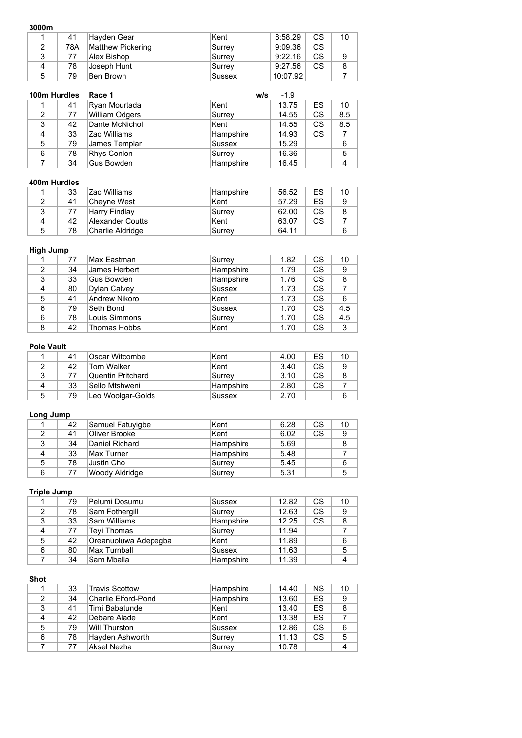**3000m**

| | | | | | | |
|---|---|---|---|---|---|---|
| 1 | 41 | Hayden Gear | Kent | 8:58.29 | CS | 10 |
| 2 | 78A | Matthew Pickering | Surrey | 9:09.36 | CS | |
| 3 | 77 | Alex Bishop | Surrey | 9:22.16 | CS | 9 |
| 4 | 78 | Joseph Hunt | Surrey | 9:27.56 | CS | 8 |
| 5 | 79 | Ben Brown | Sussex | 10:07.92 | | 7 |

**100m Hurdles** **Race 1** **w/s** -1.9

| | | | | | | |
|---|---|---|---|---|---|---|
| 1 | 41 | Ryan Mourtada | Kent | 13.75 | ES | 10 |
| 2 | 77 | William Odgers | Surrey | 14.55 | CS | 8.5 |
| 3 | 42 | Dante McNichol | Kent | 14.55 | CS | 8.5 |
| 4 | 33 | Zac Williams | Hampshire | 14.93 | CS | 7 |
| 5 | 79 | James Templar | Sussex | 15.29 | | 6 |
| 6 | 78 | Rhys Conlon | Surrey | 16.36 | | 5 |
| 7 | 34 | Gus Bowden | Hampshire | 16.45 | | 4 |

**400m Hurdles**

| | | | | | | |
|---|---|---|---|---|---|---|
| 1 | 33 | Zac Williams | Hampshire | 56.52 | ES | 10 |
| 2 | 41 | Cheyne West | Kent | 57.29 | ES | 9 |
| 3 | 77 | Harry Findlay | Surrey | 62.00 | CS | 8 |
| 4 | 42 | Alexander Coutts | Kent | 63.07 | CS | 7 |
| 5 | 78 | Charlie Aldridge | Surrey | 64.11 | | 6 |

**High Jump**

| | | | | | | |
|---|---|---|---|---|---|---|
| 1 | 77 | Max Eastman | Surrey | 1.82 | CS | 10 |
| 2 | 34 | James Herbert | Hampshire | 1.79 | CS | 9 |
| 3 | 33 | Gus Bowden | Hampshire | 1.76 | CS | 8 |
| 4 | 80 | Dylan Calvey | Sussex | 1.73 | CS | 7 |
| 5 | 41 | Andrew Nikoro | Kent | 1.73 | CS | 6 |
| 6 | 79 | Seth Bond | Sussex | 1.70 | CS | 4.5 |
| 6 | 78 | Louis Simmons | Surrey | 1.70 | CS | 4.5 |
| 8 | 42 | Thomas Hobbs | Kent | 1.70 | CS | 3 |

**Pole Vault**

| | | | | | | |
|---|---|---|---|---|---|---|
| 1 | 41 | Oscar Witcombe | Kent | 4.00 | ES | 10 |
| 2 | 42 | Tom Walker | Kent | 3.40 | CS | 9 |
| 3 | 77 | Quentin Pritchard | Surrey | 3.10 | CS | 8 |
| 4 | 33 | Sello Mtshweni | Hampshire | 2.80 | CS | 7 |
| 5 | 79 | Leo Woolgar-Golds | Sussex | 2.70 | | 6 |

**Long Jump**

| | | | | | | |
|---|---|---|---|---|---|---|
| 1 | 42 | Samuel Fatuyigbe | Kent | 6.28 | CS | 10 |
| 2 | 41 | Oliver Brooke | Kent | 6.02 | CS | 9 |
| 3 | 34 | Daniel Richard | Hampshire | 5.69 | | 8 |
| 4 | 33 | Max Turner | Hampshire | 5.48 | | 7 |
| 5 | 78 | Justin Cho | Surrey | 5.45 | | 6 |
| 6 | 77 | Woody Aldridge | Surrey | 5.31 | | 5 |

**Triple Jump**

| | | | | | | |
|---|---|---|---|---|---|---|
| 1 | 79 | Pelumi Dosumu | Sussex | 12.82 | CS | 10 |
| 2 | 78 | Sam Fothergill | Surrey | 12.63 | CS | 9 |
| 3 | 33 | Sam Williams | Hampshire | 12.25 | CS | 8 |
| 4 | 77 | Teyi Thomas | Surrey | 11.94 | | 7 |
| 5 | 42 | Oreanuoluwa Adepegba | Kent | 11.89 | | 6 |
| 6 | 80 | Max Turnball | Sussex | 11.63 | | 5 |
| 7 | 34 | Sam Mballa | Hampshire | 11.39 | | 4 |

**Shot**

| | | | | | | |
|---|---|---|---|---|---|---|
| 1 | 33 | Travis Scottow | Hampshire | 14.40 | NS | 10 |
| 2 | 34 | Charlie Elford-Pond | Hampshire | 13.60 | ES | 9 |
| 3 | 41 | Timi Babatunde | Kent | 13.40 | ES | 8 |
| 4 | 42 | Debare Alade | Kent | 13.38 | ES | 7 |
| 5 | 79 | Will Thurston | Sussex | 12.86 | CS | 6 |
| 6 | 78 | Hayden Ashworth | Surrey | 11.13 | CS | 5 |
| 7 | 77 | Aksel Nezha | Surrey | 10.78 | | 4 |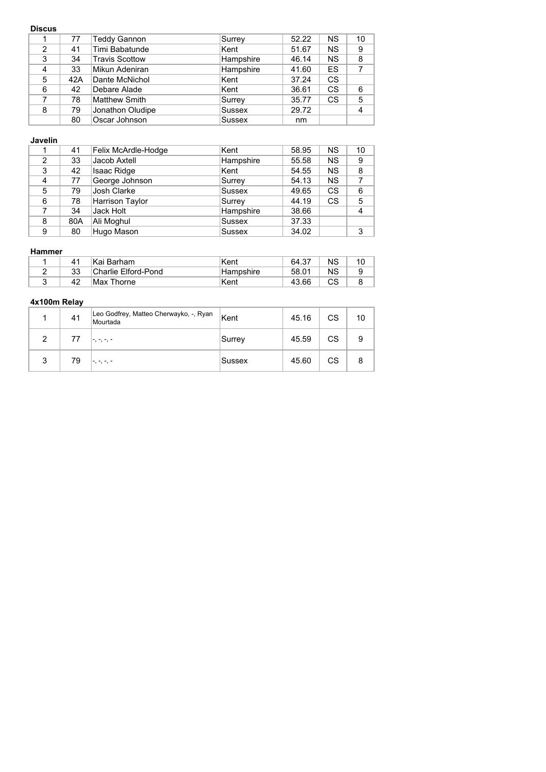**Discus**

| | | | | | | |
|---|---|---|---|---|---|---|
| 1 | 77 | Teddy Gannon | Surrey | 52.22 | NS | 10 |
| 2 | 41 | Timi Babatunde | Kent | 51.67 | NS | 9 |
| 3 | 34 | Travis Scottow | Hampshire | 46.14 | NS | 8 |
| 4 | 33 | Mikun Adeniran | Hampshire | 41.60 | ES | 7 |
| 5 | 42A | Dante McNichol | Kent | 37.24 | CS | |
| 6 | 42 | Debare Alade | Kent | 36.61 | CS | 6 |
| 7 | 78 | Matthew Smith | Surrey | 35.77 | CS | 5 |
| 8 | 79 | Jonathon Oludipe | Sussex | 29.72 | | 4 |
| | 80 | Oscar Johnson | Sussex | nm | | |

**Javelin**

| | | | | | | |
|---|---|---|---|---|---|---|
| 1 | 41 | Felix McArdle-Hodge | Kent | 58.95 | NS | 10 |
| 2 | 33 | Jacob Axtell | Hampshire | 55.58 | NS | 9 |
| 3 | 42 | Isaac Ridge | Kent | 54.55 | NS | 8 |
| 4 | 77 | George Johnson | Surrey | 54.13 | NS | 7 |
| 5 | 79 | Josh Clarke | Sussex | 49.65 | CS | 6 |
| 6 | 78 | Harrison Taylor | Surrey | 44.19 | CS | 5 |
| 7 | 34 | Jack Holt | Hampshire | 38.66 | | 4 |
| 8 | 80A | Ali Moghul | Sussex | 37.33 | | |
| 9 | 80 | Hugo Mason | Sussex | 34.02 | | 3 |

**Hammer**

| | | | | | | |
|---|---|---|---|---|---|---|
| 1 | 41 | Kai Barham | Kent | 64.37 | NS | 10 |
| 2 | 33 | Charlie Elford-Pond | Hampshire | 58.01 | NS | 9 |
| 3 | 42 | Max Thorne | Kent | 43.66 | CS | 8 |

**4x100m Relay**

| | | | | | | |
|---|---|---|---|---|---|---|
| 1 | 41 | Leo Godfrey, Matteo Cherwayko, -, Ryan Mourtada | Kent | 45.16 | CS | 10 |
| 2 | 77 | -, -, -, - | Surrey | 45.59 | CS | 9 |
| 3 | 79 | -, -, -, - | Sussex | 45.60 | CS | 8 |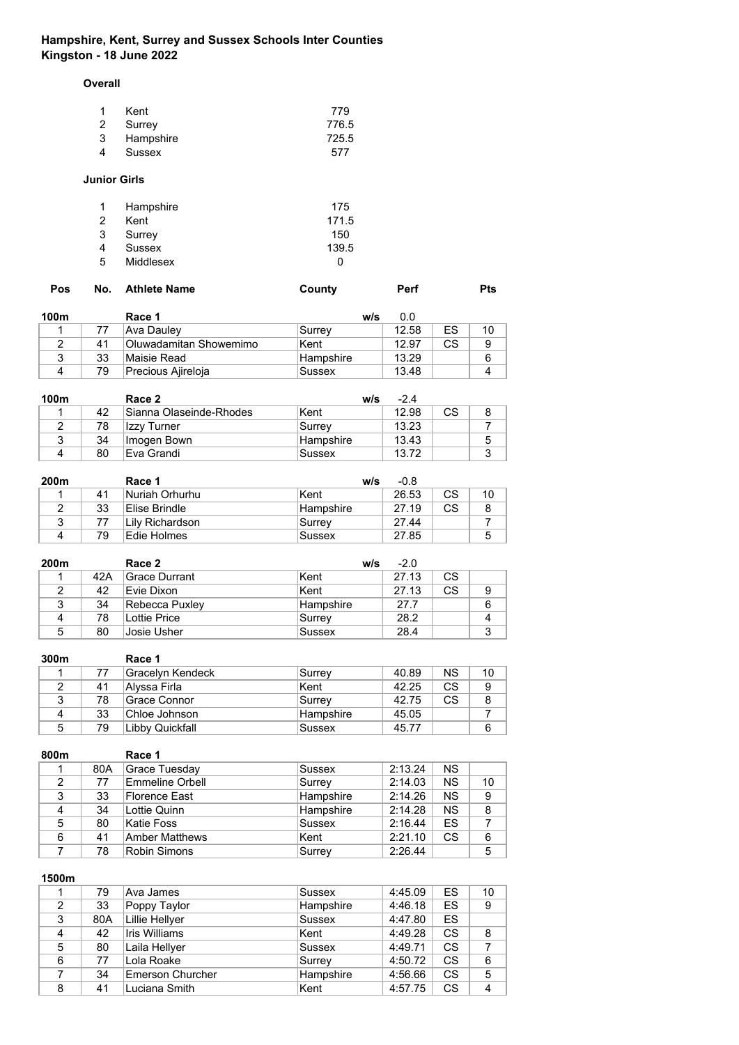## Hampshire, Kent, Surrey and Sussex Schools Inter Counties
## Kingston - 18 June 2022

### Overall

| | | |
|---|---|---|
| 1 | Kent | 779 |
| 2 | Surrey | 776.5 |
| 3 | Hampshire | 725.5 |
| 4 | Sussex | 577 |

### Junior Girls

| | | |
|---|---|---|
| 1 | Hampshire | 175 |
| 2 | Kent | 171.5 |
| 3 | Surrey | 150 |
| 4 | Sussex | 139.5 |
| 5 | Middlesex | 0 |

**100m** Race 1 w/s 0.0

| Pos | No. | Athlete Name | County | Perf | | Pts |
|---|---|---|---|---|---|---|
| 1 | 77 | Ava Dauley | Surrey | 12.58 | ES | 10 |
| 2 | 41 | Oluwadamitan Showemimo | Kent | 12.97 | CS | 9 |
| 3 | 33 | Maisie Read | Hampshire | 13.29 | | 6 |
| 4 | 79 | Precious Ajireloja | Sussex | 13.48 | | 4 |

**100m** Race 2 w/s -2.4

| Pos | No. | Athlete Name | County | Perf | | Pts |
|---|---|---|---|---|---|---|
| 1 | 42 | Sianna Olaseinde-Rhodes | Kent | 12.98 | CS | 8 |
| 2 | 78 | Izzy Turner | Surrey | 13.23 | | 7 |
| 3 | 34 | Imogen Bown | Hampshire | 13.43 | | 5 |
| 4 | 80 | Eva Grandi | Sussex | 13.72 | | 3 |

**200m** Race 1 w/s -0.8

| Pos | No. | Athlete Name | County | Perf | | Pts |
|---|---|---|---|---|---|---|
| 1 | 41 | Nuriah Orhurhu | Kent | 26.53 | CS | 10 |
| 2 | 33 | Elise Brindle | Hampshire | 27.19 | CS | 8 |
| 3 | 77 | Lily Richardson | Surrey | 27.44 | | 7 |
| 4 | 79 | Edie Holmes | Sussex | 27.85 | | 5 |

**200m** Race 2 w/s -2.0

| Pos | No. | Athlete Name | County | Perf | | Pts |
|---|---|---|---|---|---|---|
| 1 | 42A | Grace Durrant | Kent | 27.13 | CS | |
| 2 | 42 | Evie Dixon | Kent | 27.13 | CS | 9 |
| 3 | 34 | Rebecca Puxley | Hampshire | 27.7 | | 6 |
| 4 | 78 | Lottie Price | Surrey | 28.2 | | 4 |
| 5 | 80 | Josie Usher | Sussex | 28.4 | | 3 |

**300m** Race 1

| Pos | No. | Athlete Name | County | Perf | | Pts |
|---|---|---|---|---|---|---|
| 1 | 77 | Gracelyn Kendeck | Surrey | 40.89 | NS | 10 |
| 2 | 41 | Alyssa Firla | Kent | 42.25 | CS | 9 |
| 3 | 78 | Grace Connor | Surrey | 42.75 | CS | 8 |
| 4 | 33 | Chloe Johnson | Hampshire | 45.05 | | 7 |
| 5 | 79 | Libby Quickfall | Sussex | 45.77 | | 6 |

**800m** Race 1

| Pos | No. | Athlete Name | County | Perf | | Pts |
|---|---|---|---|---|---|---|
| 1 | 80A | Grace Tuesday | Sussex | 2:13.24 | NS | |
| 2 | 77 | Emmeline Orbell | Surrey | 2:14.03 | NS | 10 |
| 3 | 33 | Florence East | Hampshire | 2:14.26 | NS | 9 |
| 4 | 34 | Lottie Quinn | Hampshire | 2:14.28 | NS | 8 |
| 5 | 80 | Katie Foss | Sussex | 2:16.44 | ES | 7 |
| 6 | 41 | Amber Matthews | Kent | 2:21.10 | CS | 6 |
| 7 | 78 | Robin Simons | Surrey | 2:26.44 | | 5 |

**1500m**

| Pos | No. | Athlete Name | County | Perf | | Pts |
|---|---|---|---|---|---|---|
| 1 | 79 | Ava James | Sussex | 4:45.09 | ES | 10 |
| 2 | 33 | Poppy Taylor | Hampshire | 4:46.18 | ES | 9 |
| 3 | 80A | Lillie Hellyer | Sussex | 4:47.80 | ES | |
| 4 | 42 | Iris Williams | Kent | 4:49.28 | CS | 8 |
| 5 | 80 | Laila Hellyer | Sussex | 4:49.71 | CS | 7 |
| 6 | 77 | Lola Roake | Surrey | 4:50.72 | CS | 6 |
| 7 | 34 | Emerson Churcher | Hampshire | 4:56.66 | CS | 5 |
| 8 | 41 | Luciana Smith | Kent | 4:57.75 | CS | 4 |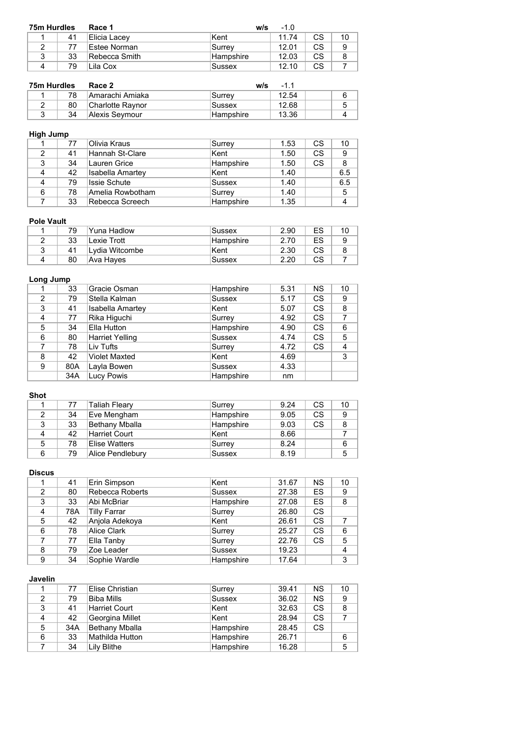**75m Hurdles** **Race 1** **w/s** -1.0

| | | | | | | |
|---|---|---|---|---|---|---|
| 1 | 41 | Elicia Lacey | Kent | 11.74 | CS | 10 |
| 2 | 77 | Estee Norman | Surrey | 12.01 | CS | 9 |
| 3 | 33 | Rebecca Smith | Hampshire | 12.03 | CS | 8 |
| 4 | 79 | Lila Cox | Sussex | 12.10 | CS | 7 |

**75m Hurdles** **Race 2** **w/s** -1.1

| | | | | | | |
|---|---|---|---|---|---|---|
| 1 | 78 | Amarachi Amiaka | Surrey | 12.54 | | 6 |
| 2 | 80 | Charlotte Raynor | Sussex | 12.68 | | 5 |
| 3 | 34 | Alexis Seymour | Hampshire | 13.36 | | 4 |

**High Jump**

| | | | | | | |
|---|---|---|---|---|---|---|
| 1 | 77 | Olivia Kraus | Surrey | 1.53 | CS | 10 |
| 2 | 41 | Hannah St-Clare | Kent | 1.50 | CS | 9 |
| 3 | 34 | Lauren Grice | Hampshire | 1.50 | CS | 8 |
| 4 | 42 | Isabella Amartey | Kent | 1.40 | | 6.5 |
| 4 | 79 | Issie Schute | Sussex | 1.40 | | 6.5 |
| 6 | 78 | Amelia Rowbotham | Surrey | 1.40 | | 5 |
| 7 | 33 | Rebecca Screech | Hampshire | 1.35 | | 4 |

**Pole Vault**

| | | | | | | |
|---|---|---|---|---|---|---|
| 1 | 79 | Yuna Hadlow | Sussex | 2.90 | ES | 10 |
| 2 | 33 | Lexie Trott | Hampshire | 2.70 | ES | 9 |
| 3 | 41 | Lydia Witcombe | Kent | 2.30 | CS | 8 |
| 4 | 80 | Ava Hayes | Sussex | 2.20 | CS | 7 |

**Long Jump**

| | | | | | | |
|---|---|---|---|---|---|---|
| 1 | 33 | Gracie Osman | Hampshire | 5.31 | NS | 10 |
| 2 | 79 | Stella Kalman | Sussex | 5.17 | CS | 9 |
| 3 | 41 | Isabella Amartey | Kent | 5.07 | CS | 8 |
| 4 | 77 | Rika Higuchi | Surrey | 4.92 | CS | 7 |
| 5 | 34 | Ella Hutton | Hampshire | 4.90 | CS | 6 |
| 6 | 80 | Harriet Yelling | Sussex | 4.74 | CS | 5 |
| 7 | 78 | Liv Tufts | Surrey | 4.72 | CS | 4 |
| 8 | 42 | Violet Maxted | Kent | 4.69 | | 3 |
| 9 | 80A | Layla Bowen | Sussex | 4.33 | | |
| | 34A | Lucy Powis | Hampshire | nm | | |

**Shot**

| | | | | | | |
|---|---|---|---|---|---|---|
| 1 | 77 | Taliah Fleary | Surrey | 9.24 | CS | 10 |
| 2 | 34 | Eve Mengham | Hampshire | 9.05 | CS | 9 |
| 3 | 33 | Bethany Mballa | Hampshire | 9.03 | CS | 8 |
| 4 | 42 | Harriet Court | Kent | 8.66 | | 7 |
| 5 | 78 | Elise Watters | Surrey | 8.24 | | 6 |
| 6 | 79 | Alice Pendlebury | Sussex | 8.19 | | 5 |

**Discus**

| | | | | | | |
|---|---|---|---|---|---|---|
| 1 | 41 | Erin Simpson | Kent | 31.67 | NS | 10 |
| 2 | 80 | Rebecca Roberts | Sussex | 27.38 | ES | 9 |
| 3 | 33 | Abi McBriar | Hampshire | 27.08 | ES | 8 |
| 4 | 78A | Tilly Farrar | Surrey | 26.80 | CS | |
| 5 | 42 | Anjola Adekoya | Kent | 26.61 | CS | 7 |
| 6 | 78 | Alice Clark | Surrey | 25.27 | CS | 6 |
| 7 | 77 | Ella Tanby | Surrey | 22.76 | CS | 5 |
| 8 | 79 | Zoe Leader | Sussex | 19.23 | | 4 |
| 9 | 34 | Sophie Wardle | Hampshire | 17.64 | | 3 |

**Javelin**

| | | | | | | |
|---|---|---|---|---|---|---|
| 1 | 77 | Elise Christian | Surrey | 39.41 | NS | 10 |
| 2 | 79 | Biba Mills | Sussex | 36.02 | NS | 9 |
| 3 | 41 | Harriet Court | Kent | 32.63 | CS | 8 |
| 4 | 42 | Georgina Millet | Kent | 28.94 | CS | 7 |
| 5 | 34A | Bethany Mballa | Hampshire | 28.45 | CS | |
| 6 | 33 | Mathilda Hutton | Hampshire | 26.71 | | 6 |
| 7 | 34 | Lily Blithe | Hampshire | 16.28 | | 5 |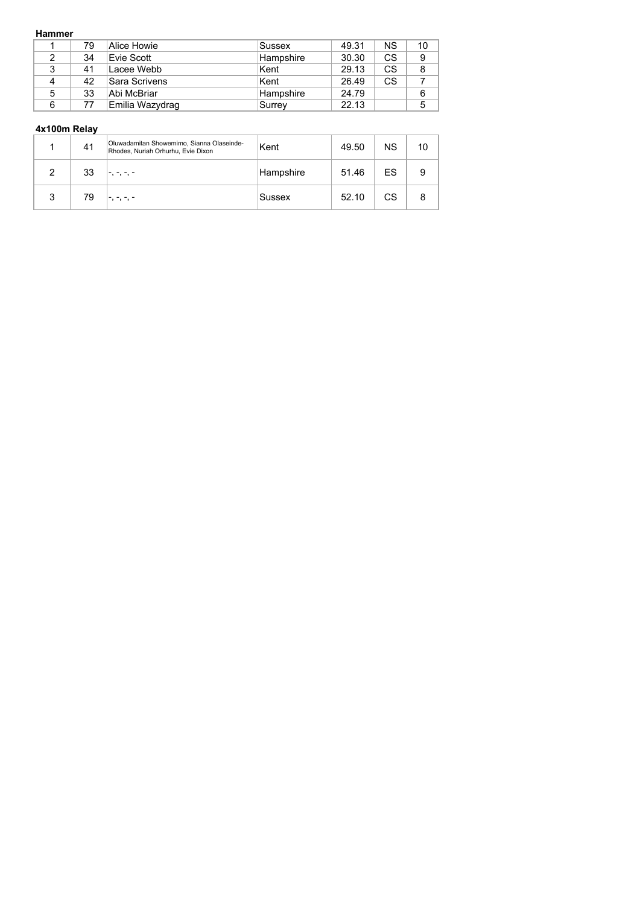**Hammer**

| | | | | | | |
|---|---|---|---|---|---|---|
| 1 | 79 | Alice Howie | Sussex | 49.31 | NS | 10 |
| 2 | 34 | Evie Scott | Hampshire | 30.30 | CS | 9 |
| 3 | 41 | Lacee Webb | Kent | 29.13 | CS | 8 |
| 4 | 42 | Sara Scrivens | Kent | 26.49 | CS | 7 |
| 5 | 33 | Abi McBriar | Hampshire | 24.79 | | 6 |
| 6 | 77 | Emilia Wazydrag | Surrey | 22.13 | | 5 |

**4x100m Relay**

| | | | | | | |
|---|---|---|---|---|---|---|
| 1 | 41 | Oluwadamitan Showemimo, Sianna Olaseinde-Rhodes, Nuriah Orhurhu, Evie Dixon | Kent | 49.50 | NS | 10 |
| 2 | 33 | -, -, -, - | Hampshire | 51.46 | ES | 9 |
| 3 | 79 | -, -, -, - | Sussex | 52.10 | CS | 8 |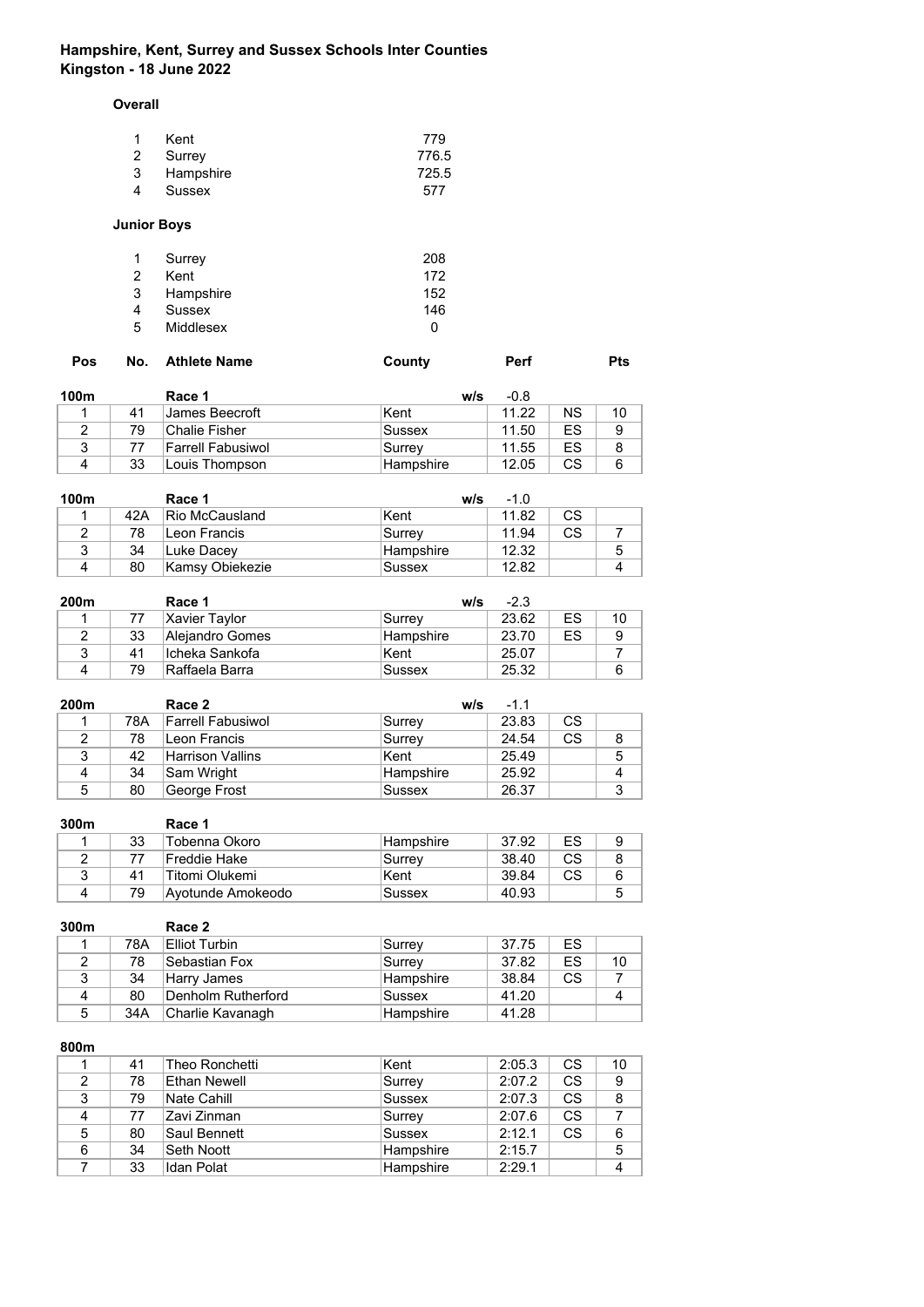**Hampshire, Kent, Surrey and Sussex Schools Inter Counties**
**Kingston - 18 June 2022**

**Overall**

| | | |
|---|---|---|
| 1 | Kent | 779 |
| 2 | Surrey | 776.5 |
| 3 | Hampshire | 725.5 |
| 4 | Sussex | 577 |

**Junior Boys**

| | | |
|---|---|---|
| 1 | Surrey | 208 |
| 2 | Kent | 172 |
| 3 | Hampshire | 152 |
| 4 | Sussex | 146 |
| 5 | Middlesex | 0 |

**100m** Race 1 w/s -0.8

| Pos | No. | Athlete Name | County | Perf | | Pts |
|---|---|---|---|---|---|---|
| 1 | 41 | James Beecroft | Kent | 11.22 | NS | 10 |
| 2 | 79 | Chalie Fisher | Sussex | 11.50 | ES | 9 |
| 3 | 77 | Farrell Fabusiwol | Surrey | 11.55 | ES | 8 |
| 4 | 33 | Louis Thompson | Hampshire | 12.05 | CS | 6 |

**100m** Race 1 w/s -1.0

| Pos | No. | Athlete Name | County | Perf | | Pts |
|---|---|---|---|---|---|---|
| 1 | 42A | Rio McCausland | Kent | 11.82 | CS | |
| 2 | 78 | Leon Francis | Surrey | 11.94 | CS | 7 |
| 3 | 34 | Luke Dacey | Hampshire | 12.32 | | 5 |
| 4 | 80 | Kamsy Obiekezie | Sussex | 12.82 | | 4 |

**200m** Race 1 w/s -2.3

| Pos | No. | Athlete Name | County | Perf | | Pts |
|---|---|---|---|---|---|---|
| 1 | 77 | Xavier Taylor | Surrey | 23.62 | ES | 10 |
| 2 | 33 | Alejandro Gomes | Hampshire | 23.70 | ES | 9 |
| 3 | 41 | Icheka Sankofa | Kent | 25.07 | | 7 |
| 4 | 79 | Raffaela Barra | Sussex | 25.32 | | 6 |

**200m** Race 2 w/s -1.1

| Pos | No. | Athlete Name | County | Perf | | Pts |
|---|---|---|---|---|---|---|
| 1 | 78A | Farrell Fabusiwol | Surrey | 23.83 | CS | |
| 2 | 78 | Leon Francis | Surrey | 24.54 | CS | 8 |
| 3 | 42 | Harrison Vallins | Kent | 25.49 | | 5 |
| 4 | 34 | Sam Wright | Hampshire | 25.92 | | 4 |
| 5 | 80 | George Frost | Sussex | 26.37 | | 3 |

**300m** Race 1

| Pos | No. | Athlete Name | County | Perf | | Pts |
|---|---|---|---|---|---|---|
| 1 | 33 | Tobenna Okoro | Hampshire | 37.92 | ES | 9 |
| 2 | 77 | Freddie Hake | Surrey | 38.40 | CS | 8 |
| 3 | 41 | Titomi Olukemi | Kent | 39.84 | CS | 6 |
| 4 | 79 | Ayotunde Amokeodo | Sussex | 40.93 | | 5 |

**300m** Race 2

| Pos | No. | Athlete Name | County | Perf | | Pts |
|---|---|---|---|---|---|---|
| 1 | 78A | Elliot Turbin | Surrey | 37.75 | ES | |
| 2 | 78 | Sebastian Fox | Surrey | 37.82 | ES | 10 |
| 3 | 34 | Harry James | Hampshire | 38.84 | CS | 7 |
| 4 | 80 | Denholm Rutherford | Sussex | 41.20 | | 4 |
| 5 | 34A | Charlie Kavanagh | Hampshire | 41.28 | | |

**800m**

| Pos | No. | Athlete Name | County | Perf | | Pts |
|---|---|---|---|---|---|---|
| 1 | 41 | Theo Ronchetti | Kent | 2:05.3 | CS | 10 |
| 2 | 78 | Ethan Newell | Surrey | 2:07.2 | CS | 9 |
| 3 | 79 | Nate Cahill | Sussex | 2:07.3 | CS | 8 |
| 4 | 77 | Zavi Zinman | Surrey | 2:07.6 | CS | 7 |
| 5 | 80 | Saul Bennett | Sussex | 2:12.1 | CS | 6 |
| 6 | 34 | Seth Noott | Hampshire | 2:15.7 | | 5 |
| 7 | 33 | Idan Polat | Hampshire | 2:29.1 | | 4 |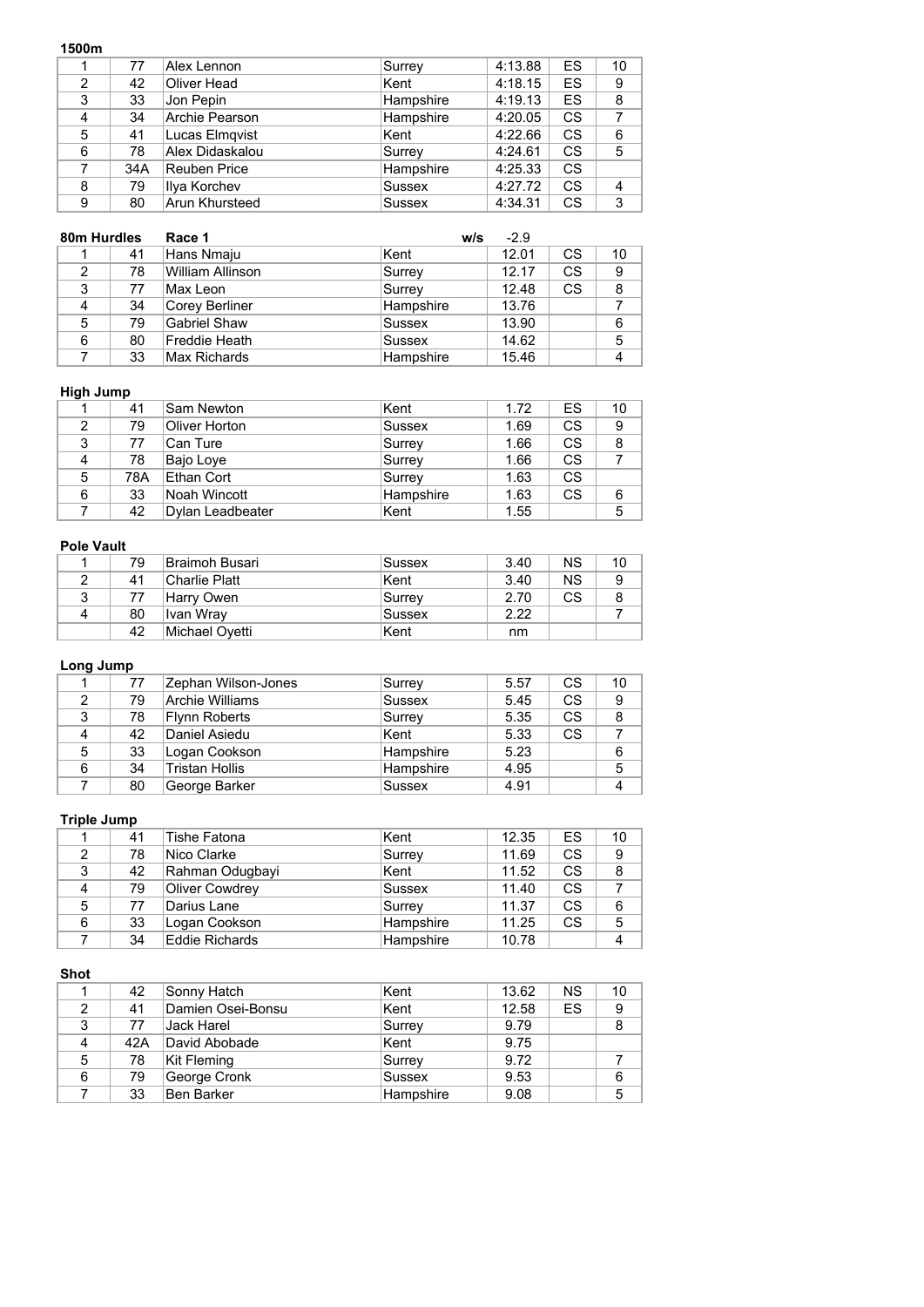**1500m**

| | | | | | | |
|---|---|---|---|---|---|---|
| 1 | 77 | Alex Lennon | Surrey | 4:13.88 | ES | 10 |
| 2 | 42 | Oliver Head | Kent | 4:18.15 | ES | 9 |
| 3 | 33 | Jon Pepin | Hampshire | 4:19.13 | ES | 8 |
| 4 | 34 | Archie Pearson | Hampshire | 4:20.05 | CS | 7 |
| 5 | 41 | Lucas Elmqvist | Kent | 4:22.66 | CS | 6 |
| 6 | 78 | Alex Didaskalou | Surrey | 4:24.61 | CS | 5 |
| 7 | 34A | Reuben Price | Hampshire | 4:25.33 | CS | |
| 8 | 79 | Ilya Korchev | Sussex | 4:27.72 | CS | 4 |
| 9 | 80 | Arun Khursteed | Sussex | 4:34.31 | CS | 3 |

**80m Hurdles** Race 1 w/s -2.9

| | | | | | | |
|---|---|---|---|---|---|---|
| 1 | 41 | Hans Nmaju | Kent | 12.01 | CS | 10 |
| 2 | 78 | William Allinson | Surrey | 12.17 | CS | 9 |
| 3 | 77 | Max Leon | Surrey | 12.48 | CS | 8 |
| 4 | 34 | Corey Berliner | Hampshire | 13.76 | | 7 |
| 5 | 79 | Gabriel Shaw | Sussex | 13.90 | | 6 |
| 6 | 80 | Freddie Heath | Sussex | 14.62 | | 5 |
| 7 | 33 | Max Richards | Hampshire | 15.46 | | 4 |

**High Jump**

| | | | | | | |
|---|---|---|---|---|---|---|
| 1 | 41 | Sam Newton | Kent | 1.72 | ES | 10 |
| 2 | 79 | Oliver Horton | Sussex | 1.69 | CS | 9 |
| 3 | 77 | Can Ture | Surrey | 1.66 | CS | 8 |
| 4 | 78 | Bajo Loye | Surrey | 1.66 | CS | 7 |
| 5 | 78A | Ethan Cort | Surrey | 1.63 | CS | |
| 6 | 33 | Noah Wincott | Hampshire | 1.63 | CS | 6 |
| 7 | 42 | Dylan Leadbeater | Kent | 1.55 | | 5 |

**Pole Vault**

| | | | | | | |
|---|---|---|---|---|---|---|
| 1 | 79 | Braimoh Busari | Sussex | 3.40 | NS | 10 |
| 2 | 41 | Charlie Platt | Kent | 3.40 | NS | 9 |
| 3 | 77 | Harry Owen | Surrey | 2.70 | CS | 8 |
| 4 | 80 | Ivan Wray | Sussex | 2.22 | | 7 |
| | 42 | Michael Oyetti | Kent | nm | | |

**Long Jump**

| | | | | | | |
|---|---|---|---|---|---|---|
| 1 | 77 | Zephan Wilson-Jones | Surrey | 5.57 | CS | 10 |
| 2 | 79 | Archie Williams | Sussex | 5.45 | CS | 9 |
| 3 | 78 | Flynn Roberts | Surrey | 5.35 | CS | 8 |
| 4 | 42 | Daniel Asiedu | Kent | 5.33 | CS | 7 |
| 5 | 33 | Logan Cookson | Hampshire | 5.23 | | 6 |
| 6 | 34 | Tristan Hollis | Hampshire | 4.95 | | 5 |
| 7 | 80 | George Barker | Sussex | 4.91 | | 4 |

**Triple Jump**

| | | | | | | |
|---|---|---|---|---|---|---|
| 1 | 41 | Tishe Fatona | Kent | 12.35 | ES | 10 |
| 2 | 78 | Nico Clarke | Surrey | 11.69 | CS | 9 |
| 3 | 42 | Rahman Odugbayi | Kent | 11.52 | CS | 8 |
| 4 | 79 | Oliver Cowdrey | Sussex | 11.40 | CS | 7 |
| 5 | 77 | Darius Lane | Surrey | 11.37 | CS | 6 |
| 6 | 33 | Logan Cookson | Hampshire | 11.25 | CS | 5 |
| 7 | 34 | Eddie Richards | Hampshire | 10.78 | | 4 |

**Shot**

| | | | | | | |
|---|---|---|---|---|---|---|
| 1 | 42 | Sonny Hatch | Kent | 13.62 | NS | 10 |
| 2 | 41 | Damien Osei-Bonsu | Kent | 12.58 | ES | 9 |
| 3 | 77 | Jack Harel | Surrey | 9.79 | | 8 |
| 4 | 42A | David Abobade | Kent | 9.75 | | |
| 5 | 78 | Kit Fleming | Surrey | 9.72 | | 7 |
| 6 | 79 | George Cronk | Sussex | 9.53 | | 6 |
| 7 | 33 | Ben Barker | Hampshire | 9.08 | | 5 |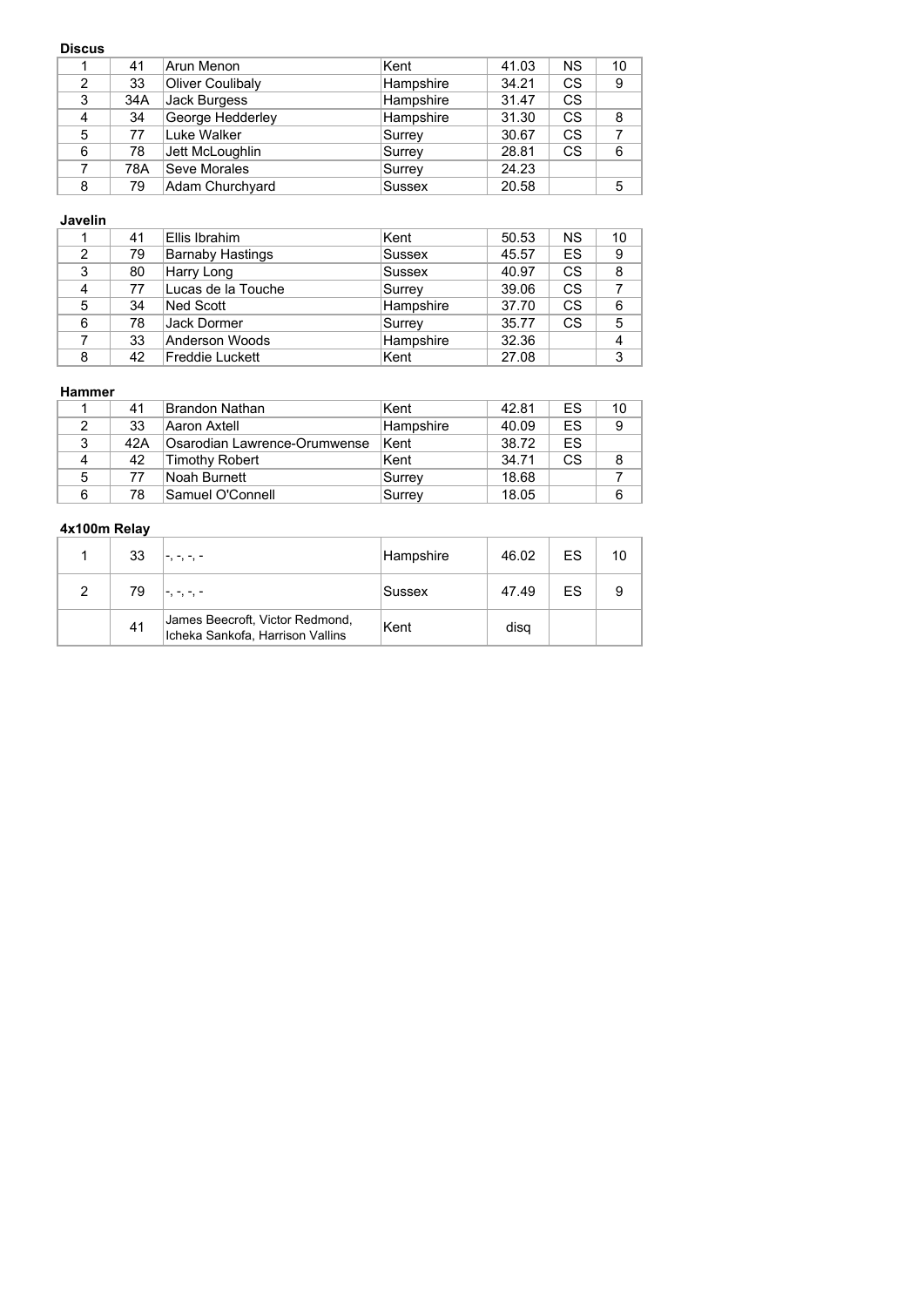**Discus**

| | | | | | | |
|---|---|---|---|---|---|---|
| 1 | 41 | Arun Menon | Kent | 41.03 | NS | 10 |
| 2 | 33 | Oliver Coulibaly | Hampshire | 34.21 | CS | 9 |
| 3 | 34A | Jack Burgess | Hampshire | 31.47 | CS | |
| 4 | 34 | George Hedderley | Hampshire | 31.30 | CS | 8 |
| 5 | 77 | Luke Walker | Surrey | 30.67 | CS | 7 |
| 6 | 78 | Jett McLoughlin | Surrey | 28.81 | CS | 6 |
| 7 | 78A | Seve Morales | Surrey | 24.23 | | |
| 8 | 79 | Adam Churchyard | Sussex | 20.58 | | 5 |

**Javelin**

| | | | | | | |
|---|---|---|---|---|---|---|
| 1 | 41 | Ellis Ibrahim | Kent | 50.53 | NS | 10 |
| 2 | 79 | Barnaby Hastings | Sussex | 45.57 | ES | 9 |
| 3 | 80 | Harry Long | Sussex | 40.97 | CS | 8 |
| 4 | 77 | Lucas de la Touche | Surrey | 39.06 | CS | 7 |
| 5 | 34 | Ned Scott | Hampshire | 37.70 | CS | 6 |
| 6 | 78 | Jack Dormer | Surrey | 35.77 | CS | 5 |
| 7 | 33 | Anderson Woods | Hampshire | 32.36 | | 4 |
| 8 | 42 | Freddie Luckett | Kent | 27.08 | | 3 |

**Hammer**

| | | | | | | |
|---|---|---|---|---|---|---|
| 1 | 41 | Brandon Nathan | Kent | 42.81 | ES | 10 |
| 2 | 33 | Aaron Axtell | Hampshire | 40.09 | ES | 9 |
| 3 | 42A | Osarodian Lawrence-Orumwense | Kent | 38.72 | ES | |
| 4 | 42 | Timothy Robert | Kent | 34.71 | CS | 8 |
| 5 | 77 | Noah Burnett | Surrey | 18.68 | | 7 |
| 6 | 78 | Samuel O'Connell | Surrey | 18.05 | | 6 |

**4x100m Relay**

| | | | | | | |
|---|---|---|---|---|---|---|
| 1 | 33 | -, -, -, - | Hampshire | 46.02 | ES | 10 |
| 2 | 79 | -, -, -, - | Sussex | 47.49 | ES | 9 |
| | 41 | James Beecroft, Victor Redmond, Icheka Sankofa, Harrison Vallins | Kent | disq | | |